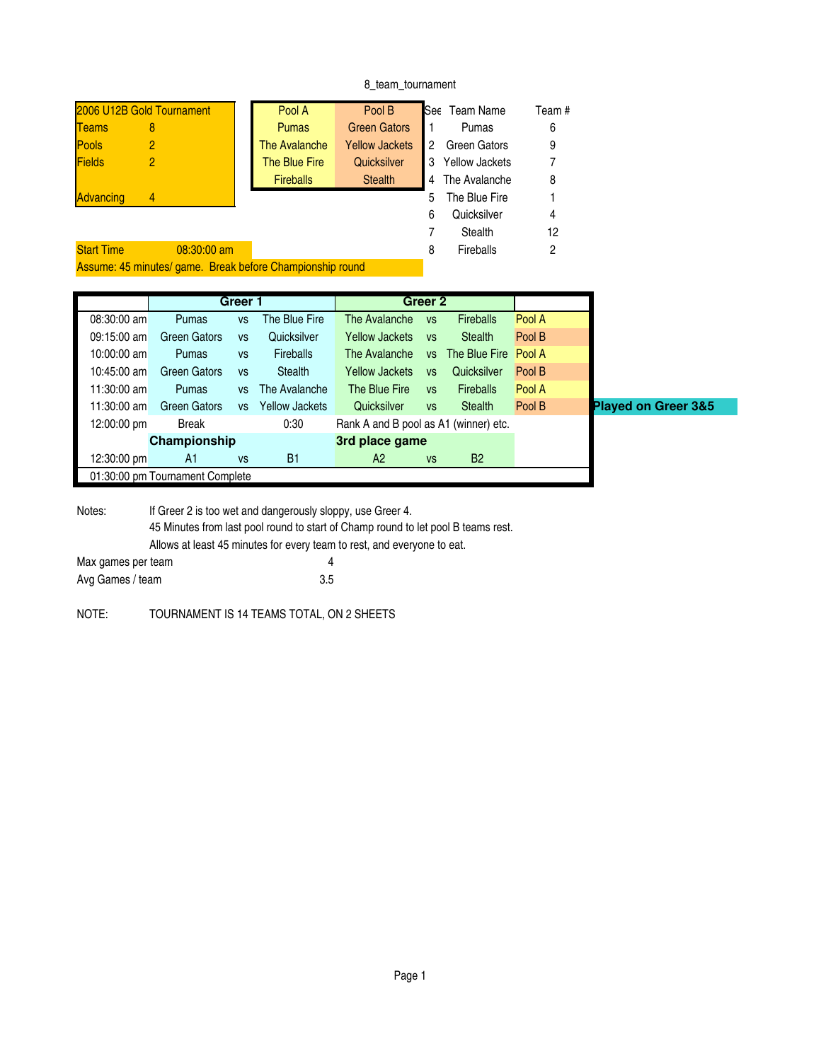8_team_tournament

| 2006 U12B Gold Tournament | |
|---|---|
| Teams | 8 |
| Pools | 2 |
| Fields | 2 |
| Advancing | 4 |

| Pool A | Pool B |
|---|---|
| Pumas | Green Gators |
| The Avalanche | Yellow Jackets |
| The Blue Fire | Quicksilver |
| Fireballs | Stealth |

| See | Team Name | Team # |
|---|---|---|
| 1 | Pumas | 6 |
| 2 | Green Gators | 9 |
| 3 | Yellow Jackets | 7 |
| 4 | The Avalanche | 8 |
| 5 | The Blue Fire | 1 |
| 6 | Quicksilver | 4 |
| 7 | Stealth | 12 |
| 8 | Fireballs | 2 |

Start Time 08:30:00 am

Assume: 45 minutes/ game. Break before Championship round

| | Greer 1 | | | Greer 2 | | | | |
|---|---|---|---|---|---|---|---|---|
| 08:30:00 am | Pumas | vs | The Blue Fire | The Avalanche | vs | Fireballs | Pool A | |
| 09:15:00 am | Green Gators | vs | Quicksilver | Yellow Jackets | vs | Stealth | Pool B | |
| 10:00:00 am | Pumas | vs | Fireballs | The Avalanche | vs | The Blue Fire | Pool A | |
| 10:45:00 am | Green Gators | vs | Stealth | Yellow Jackets | vs | Quicksilver | Pool B | |
| 11:30:00 am | Pumas | vs | The Avalanche | The Blue Fire | vs | Fireballs | Pool A | |
| 11:30:00 am | Green Gators | vs | Yellow Jackets | Quicksilver | vs | Stealth | Pool B | **Played on Greer 3&5** |
| 12:00:00 pm | Break | | 0:30 | Rank A and B pool as A1 (winner) etc. | | | | |
| | **Championship** | | | **3rd place game** | | | | |
| 12:30:00 pm | A1 | vs | B1 | A2 | vs | B2 | | |
| 01:30:00 pm Tournament Complete | | | | | | | | |

Notes: If Greer 2 is too wet and dangerously sloppy, use Greer 4.
45 Minutes from last pool round to start of Champ round to let pool B teams rest.
Allows at least 45 minutes for every team to rest, and everyone to eat.

Max games per team 4

Avg Games / team 3.5

NOTE: TOURNAMENT IS 14 TEAMS TOTAL, ON 2 SHEETS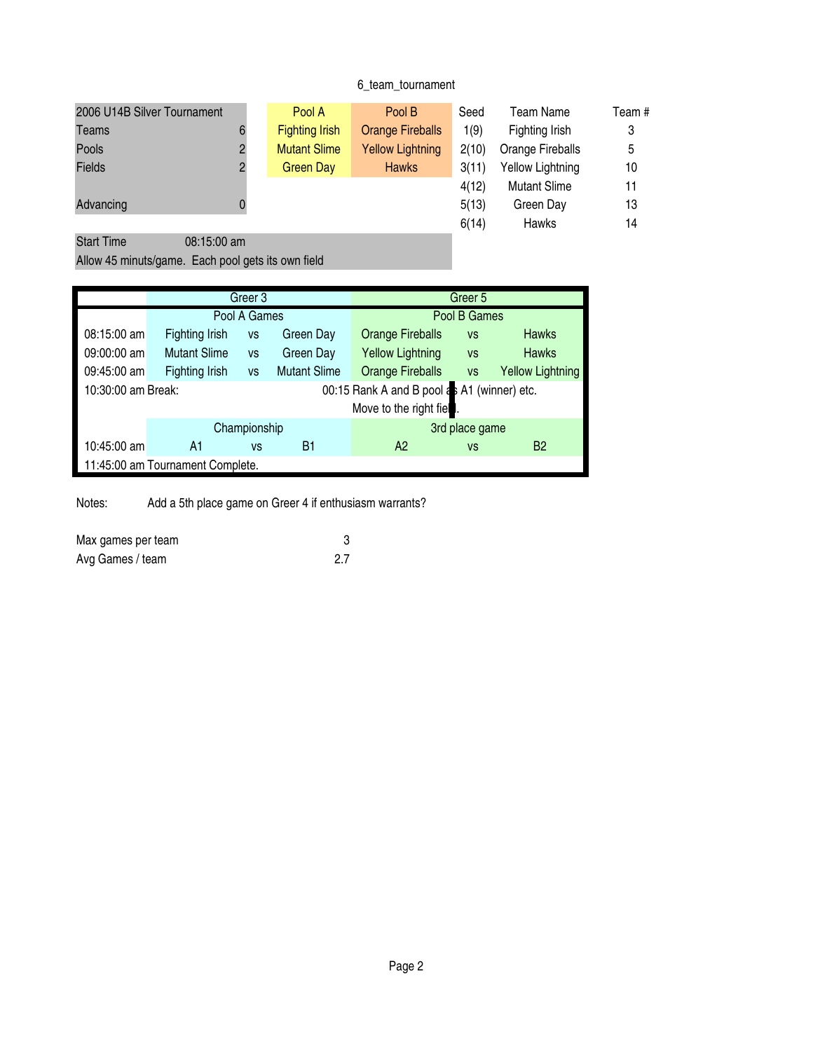6_team_tournament

| 2006 U14B Silver Tournament | | Pool A | Pool B | Seed | Team Name | Team # |
|---|---|---|---|---|---|---|
| Teams | 6 | Fighting Irish | Orange Fireballs | 1(9) | Fighting Irish | 3 |
| Pools | 2 | Mutant Slime | Yellow Lightning | 2(10) | Orange Fireballs | 5 |
| Fields | 2 | Green Day | Hawks | 3(11) | Yellow Lightning | 10 |
| | | | | 4(12) | Mutant Slime | 11 |
| Advancing | 0 | | | 5(13) | Green Day | 13 |
| | | | | 6(14) | Hawks | 14 |

Start Time 08:15:00 am

Allow 45 minuts/game. Each pool gets its own field

| | Greer 3 | | | Greer 5 | | |
|---|---|---|---|---|---|---|
| | Pool A Games | | | Pool B Games | | |
| 08:15:00 am | Fighting Irish | vs | Green Day | Orange Fireballs | vs | Hawks |
| 09:00:00 am | Mutant Slime | vs | Green Day | Yellow Lightning | vs | Hawks |
| 09:45:00 am | Fighting Irish | vs | Mutant Slime | Orange Fireballs | vs | Yellow Lightning |
| 10:30:00 am Break: | | | 00:15 Rank A and B pool as A1 (winner) etc. | | | |
| | | | | Move to the right field. | | |
| | Championship | | | 3rd place game | | |
| 10:45:00 am | A1 | vs | B1 | A2 | vs | B2 |
| 11:45:00 am Tournament Complete. | | | | | | |

Notes: Add a 5th place game on Greer 4 if enthusiasm warrants?

Max games per team 3

Avg Games / team 2.7